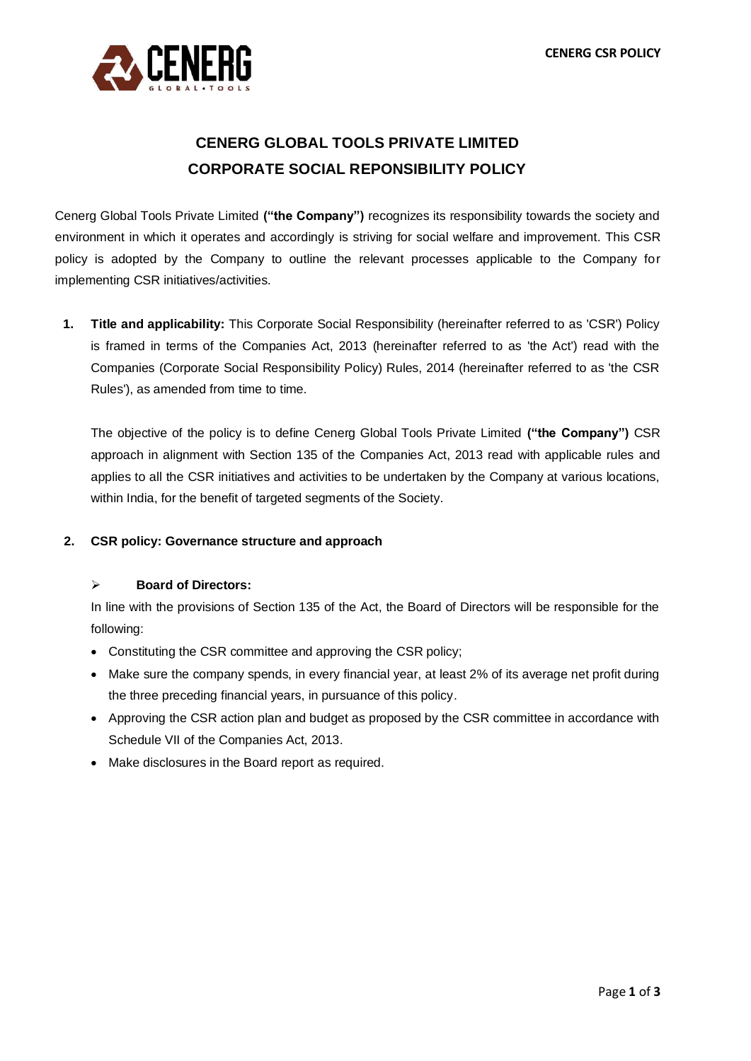# CENERG GLOBAL TOOLS PRIVATE LIMITED
# CORPORATE SOCIAL REPONSIBILITY POLICY

Cenerg Global Tools Private Limited **("the Company")** recognizes its responsibility towards the society and environment in which it operates and accordingly is striving for social welfare and improvement. This CSR policy is adopted by the Company to outline the relevant processes applicable to the Company for implementing CSR initiatives/activities.

1. **Title and applicability:** This Corporate Social Responsibility (hereinafter referred to as 'CSR') Policy is framed in terms of the Companies Act, 2013 (hereinafter referred to as 'the Act') read with the Companies (Corporate Social Responsibility Policy) Rules, 2014 (hereinafter referred to as 'the CSR Rules'), as amended from time to time.

   The objective of the policy is to define Cenerg Global Tools Private Limited **("the Company")** CSR approach in alignment with Section 135 of the Companies Act, 2013 read with applicable rules and applies to all the CSR initiatives and activities to be undertaken by the Company at various locations, within India, for the benefit of targeted segments of the Society.

2. **CSR policy: Governance structure and approach**

   - **Board of Directors:**

   In line with the provisions of Section 135 of the Act, the Board of Directors will be responsible for the following:

   - Constituting the CSR committee and approving the CSR policy;
   - Make sure the company spends, in every financial year, at least 2% of its average net profit during the three preceding financial years, in pursuance of this policy.
   - Approving the CSR action plan and budget as proposed by the CSR committee in accordance with Schedule VII of the Companies Act, 2013.
   - Make disclosures in the Board report as required.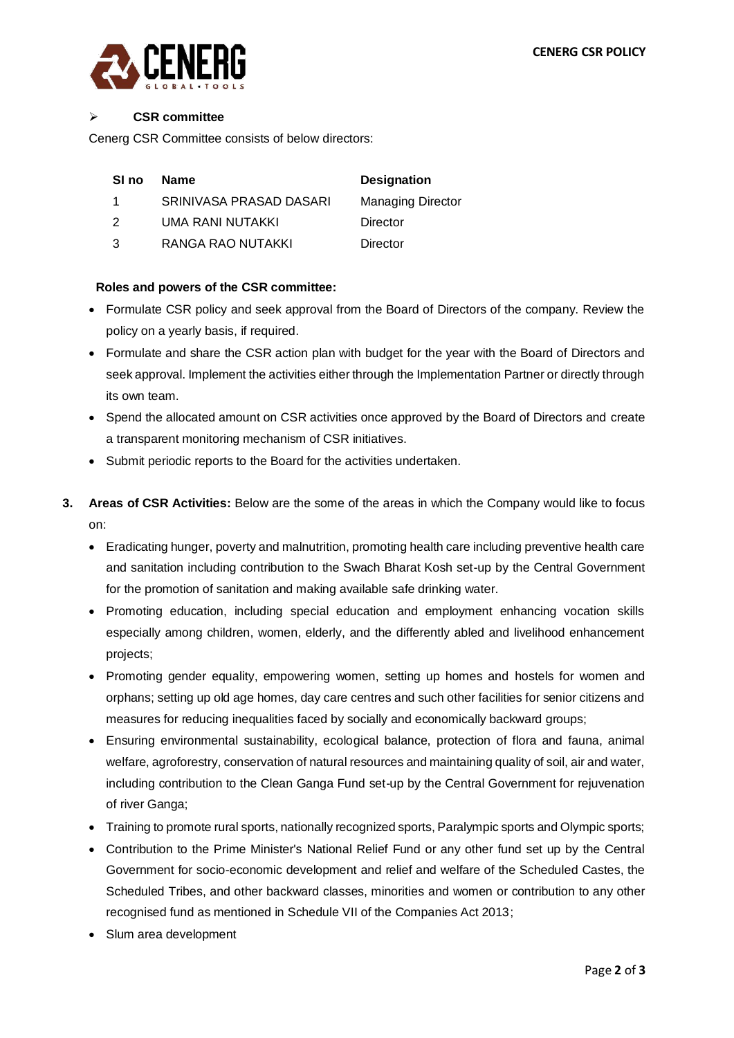- **CSR committee**

Cenerg CSR Committee consists of below directors:

| Sl no | Name | Designation |
|---|---|---|
| 1 | SRINIVASA PRASAD DASARI | Managing Director |
| 2 | UMA RANI NUTAKKI | Director |
| 3 | RANGA RAO NUTAKKI | Director |

**Roles and powers of the CSR committee:**

- Formulate CSR policy and seek approval from the Board of Directors of the company. Review the policy on a yearly basis, if required.
- Formulate and share the CSR action plan with budget for the year with the Board of Directors and seek approval. Implement the activities either through the Implementation Partner or directly through its own team.
- Spend the allocated amount on CSR activities once approved by the Board of Directors and create a transparent monitoring mechanism of CSR initiatives.
- Submit periodic reports to the Board for the activities undertaken.

3. **Areas of CSR Activities:** Below are the some of the areas in which the Company would like to focus on:
   - Eradicating hunger, poverty and malnutrition, promoting health care including preventive health care and sanitation including contribution to the Swach Bharat Kosh set-up by the Central Government for the promotion of sanitation and making available safe drinking water.
   - Promoting education, including special education and employment enhancing vocation skills especially among children, women, elderly, and the differently abled and livelihood enhancement projects;
   - Promoting gender equality, empowering women, setting up homes and hostels for women and orphans; setting up old age homes, day care centres and such other facilities for senior citizens and measures for reducing inequalities faced by socially and economically backward groups;
   - Ensuring environmental sustainability, ecological balance, protection of flora and fauna, animal welfare, agroforestry, conservation of natural resources and maintaining quality of soil, air and water, including contribution to the Clean Ganga Fund set-up by the Central Government for rejuvenation of river Ganga;
   - Training to promote rural sports, nationally recognized sports, Paralympic sports and Olympic sports;
   - Contribution to the Prime Minister's National Relief Fund or any other fund set up by the Central Government for socio-economic development and relief and welfare of the Scheduled Castes, the Scheduled Tribes, and other backward classes, minorities and women or contribution to any other recognised fund as mentioned in Schedule VII of the Companies Act 2013;
   - Slum area development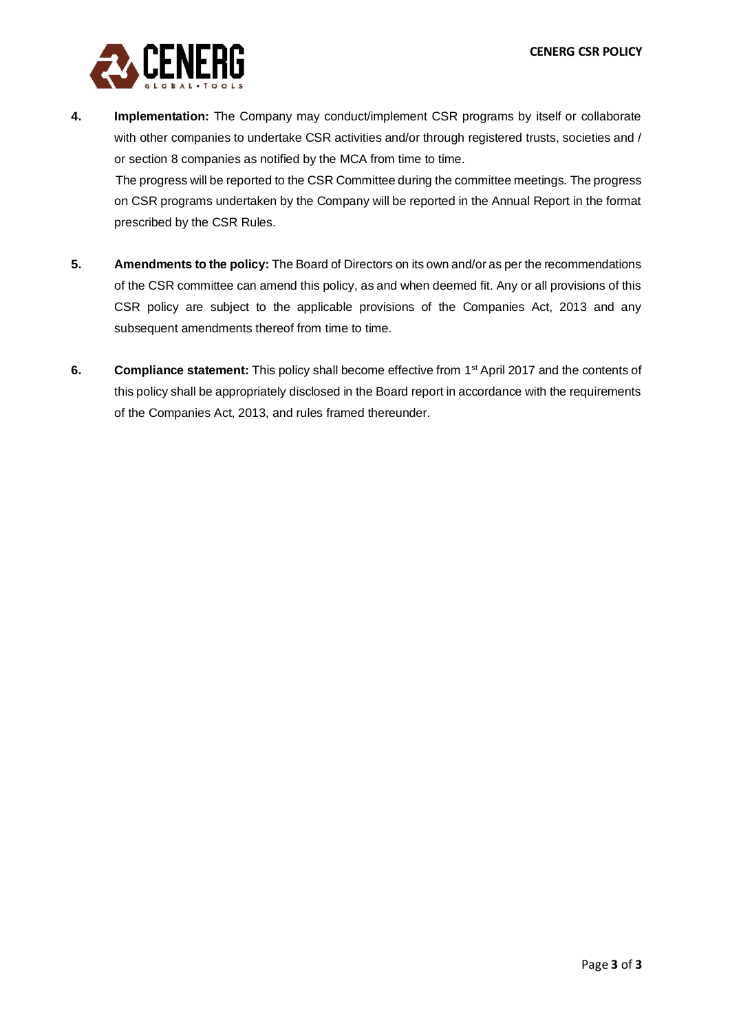4. **Implementation:** The Company may conduct/implement CSR programs by itself or collaborate with other companies to undertake CSR activities and/or through registered trusts, societies and / or section 8 companies as notified by the MCA from time to time.
   The progress will be reported to the CSR Committee during the committee meetings. The progress on CSR programs undertaken by the Company will be reported in the Annual Report in the format prescribed by the CSR Rules.

5. **Amendments to the policy:** The Board of Directors on its own and/or as per the recommendations of the CSR committee can amend this policy, as and when deemed fit. Any or all provisions of this CSR policy are subject to the applicable provisions of the Companies Act, 2013 and any subsequent amendments thereof from time to time.

6. **Compliance statement:** This policy shall become effective from 1st April 2017 and the contents of this policy shall be appropriately disclosed in the Board report in accordance with the requirements of the Companies Act, 2013, and rules framed thereunder.